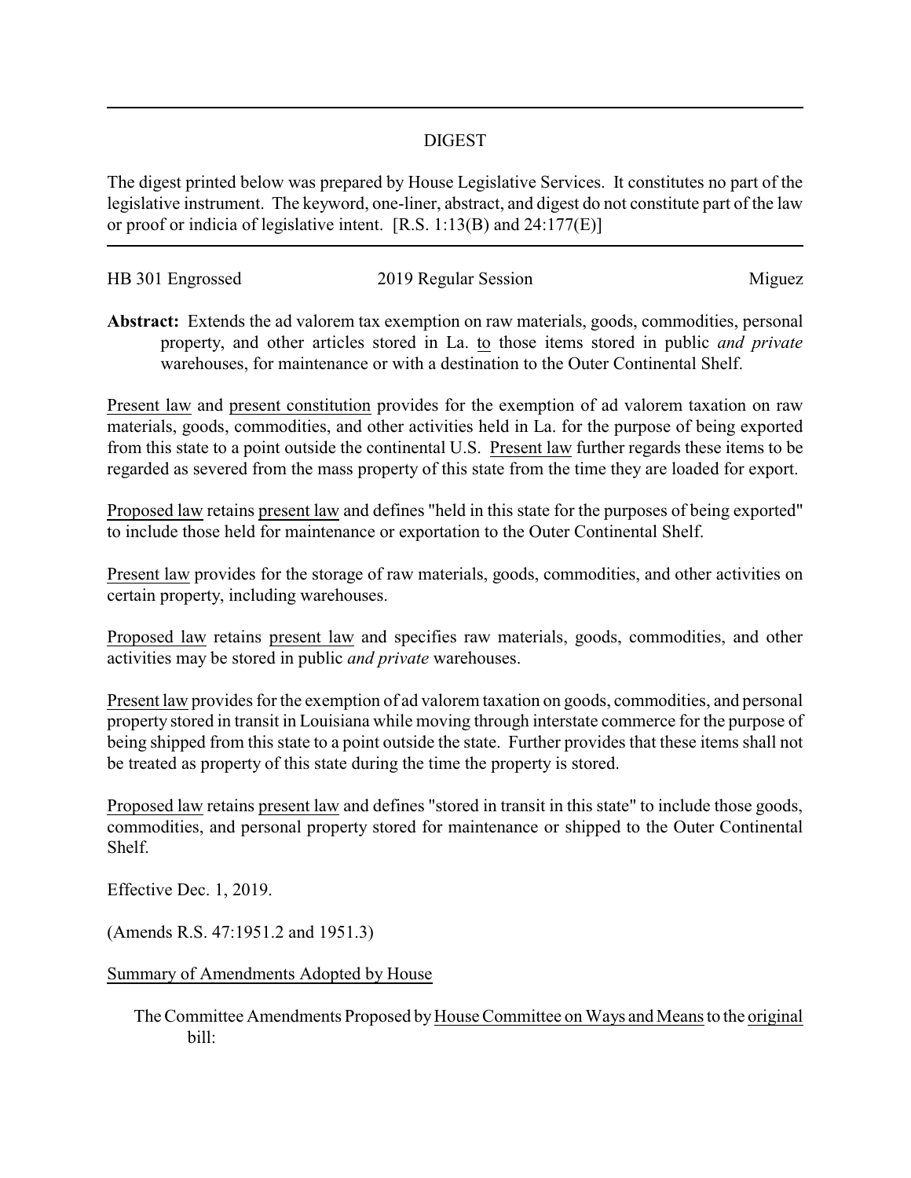## DIGEST

The digest printed below was prepared by House Legislative Services. It constitutes no part of the legislative instrument. The keyword, one-liner, abstract, and digest do not constitute part of the law or proof or indicia of legislative intent. [R.S. 1:13(B) and 24:177(E)]

---

HB 301 Engrossed | 2019 Regular Session | Miguez

**Abstract:** Extends the ad valorem tax exemption on raw materials, goods, commodities, personal property, and other articles stored in La. to those items stored in public *and private* warehouses, for maintenance or with a destination to the Outer Continental Shelf.

Present law and present constitution provides for the exemption of ad valorem taxation on raw materials, goods, commodities, and other activities held in La. for the purpose of being exported from this state to a point outside the continental U.S. Present law further regards these items to be regarded as severed from the mass property of this state from the time they are loaded for export.

Proposed law retains present law and defines "held in this state for the purposes of being exported" to include those held for maintenance or exportation to the Outer Continental Shelf.

Present law provides for the storage of raw materials, goods, commodities, and other activities on certain property, including warehouses.

Proposed law retains present law and specifies raw materials, goods, commodities, and other activities may be stored in public *and private* warehouses.

Present law provides for the exemption of ad valorem taxation on goods, commodities, and personal property stored in transit in Louisiana while moving through interstate commerce for the purpose of being shipped from this state to a point outside the state. Further provides that these items shall not be treated as property of this state during the time the property is stored.

Proposed law retains present law and defines "stored in transit in this state" to include those goods, commodities, and personal property stored for maintenance or shipped to the Outer Continental Shelf.

Effective Dec. 1, 2019.

(Amends R.S. 47:1951.2 and 1951.3)

Summary of Amendments Adopted by House

The Committee Amendments Proposed by House Committee on Ways and Means to the original bill: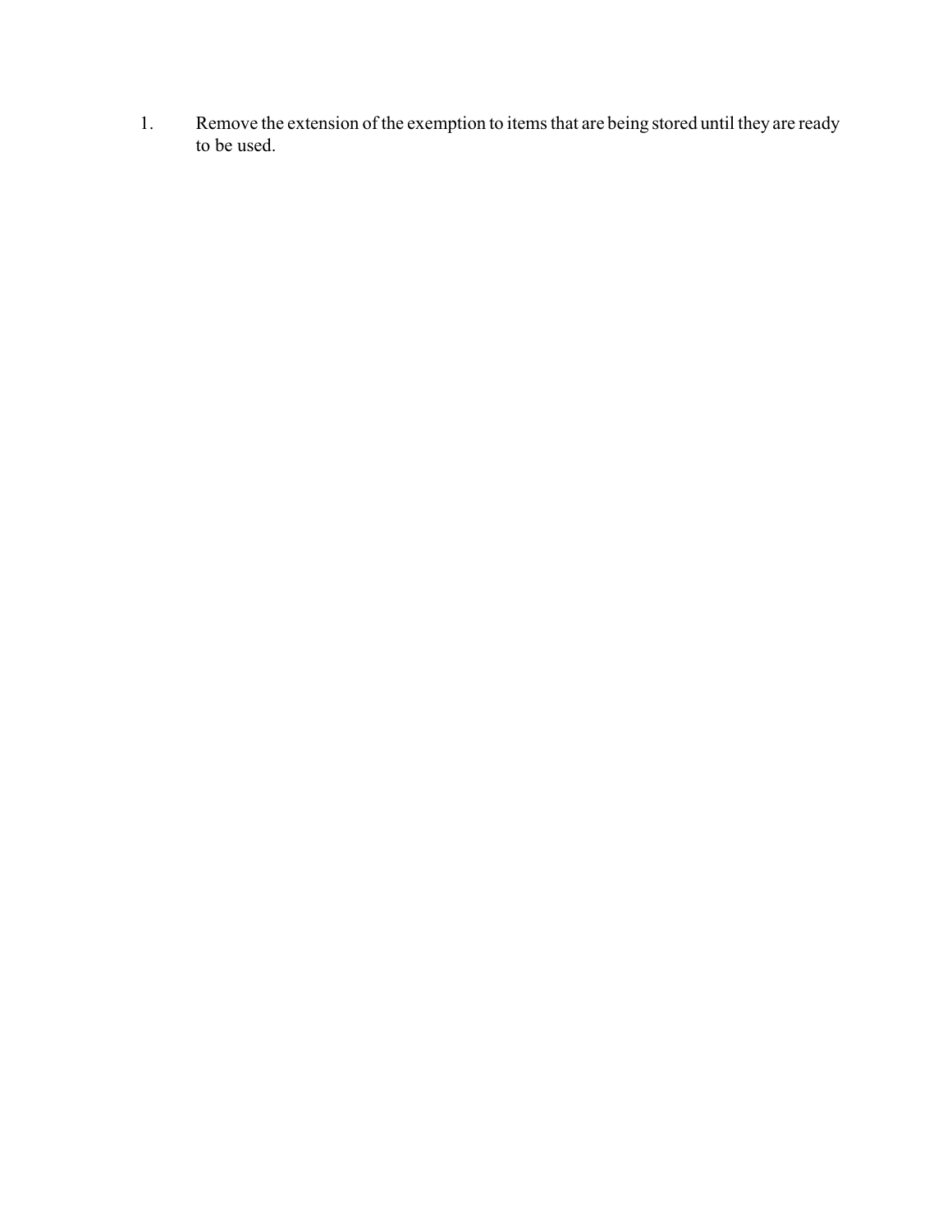1. Remove the extension of the exemption to items that are being stored until they are ready to be used.